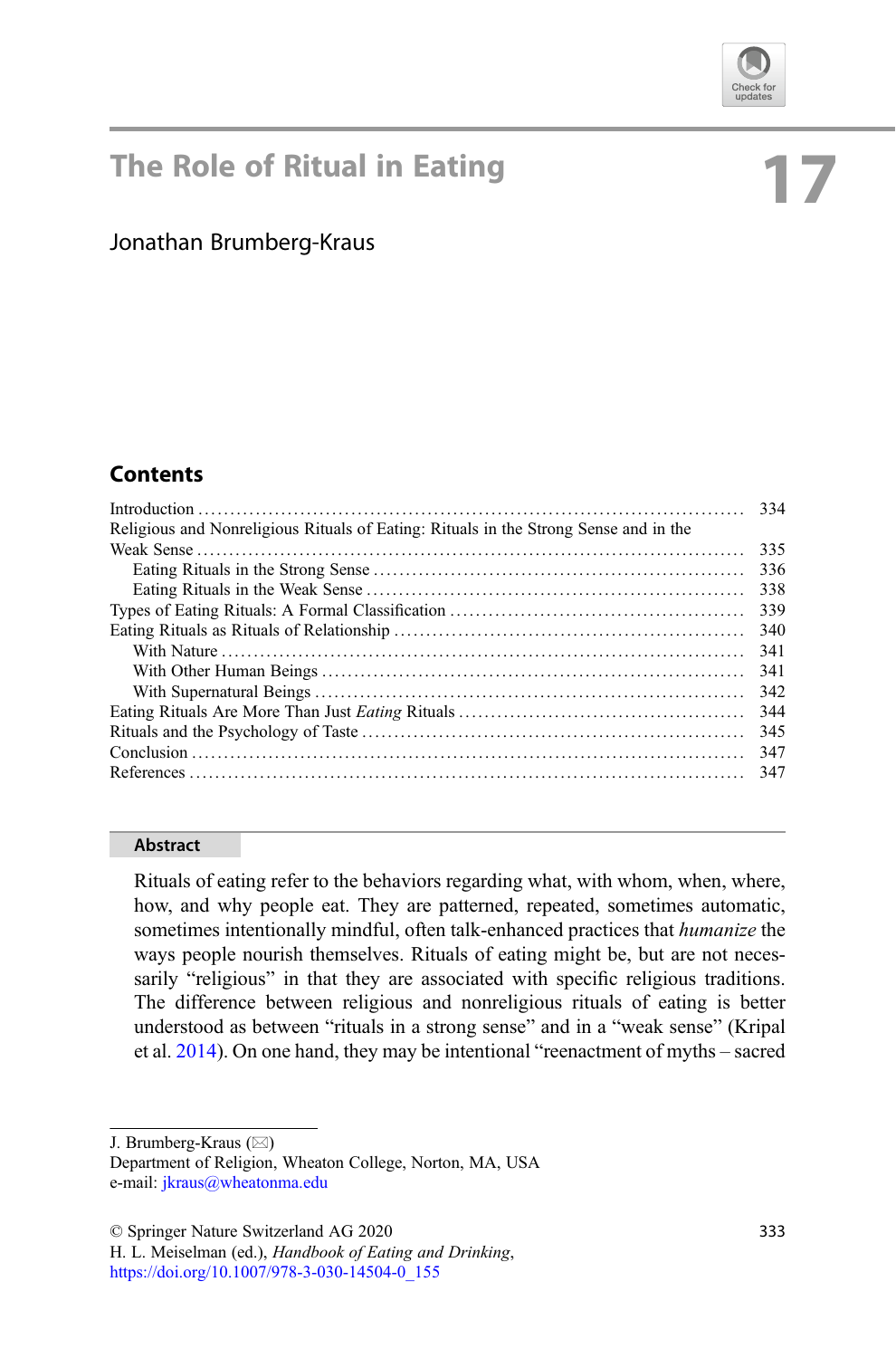# 17 The Role of Ritual in Eating

Jonathan Brumberg-Kraus

## Contents

- Introduction .......... 334
- Religious and Nonreligious Rituals of Eating: Rituals in the Strong Sense and in the Weak Sense .......... 335
  - Eating Rituals in the Strong Sense .......... 336
  - Eating Rituals in the Weak Sense .......... 338
- Types of Eating Rituals: A Formal Classification .......... 339
- Eating Rituals as Rituals of Relationship .......... 340
  - With Nature .......... 341
  - With Other Human Beings .......... 341
  - With Supernatural Beings .......... 342
- Eating Rituals Are More Than Just *Eating* Rituals .......... 344
- Rituals and the Psychology of Taste .......... 345
- Conclusion .......... 347
- References .......... 347

## Abstract

Rituals of eating refer to the behaviors regarding what, with whom, when, where, how, and why people eat. They are patterned, repeated, sometimes automatic, sometimes intentionally mindful, often talk-enhanced practices that *humanize* the ways people nourish themselves. Rituals of eating might be, but are not necessarily "religious" in that they are associated with specific religious traditions. The difference between religious and nonreligious rituals of eating is better understood as between "rituals in a strong sense" and in a "weak sense" (Kripal et al. 2014). On one hand, they may be intentional "reenactment of myths – sacred

---

J. Brumberg-Kraus (✉)
Department of Religion, Wheaton College, Norton, MA, USA
e-mail: jkraus@wheatonma.edu

© Springer Nature Switzerland AG 2020
H. L. Meiselman (ed.), *Handbook of Eating and Drinking*,
https://doi.org/10.1007/978-3-030-14504-0_155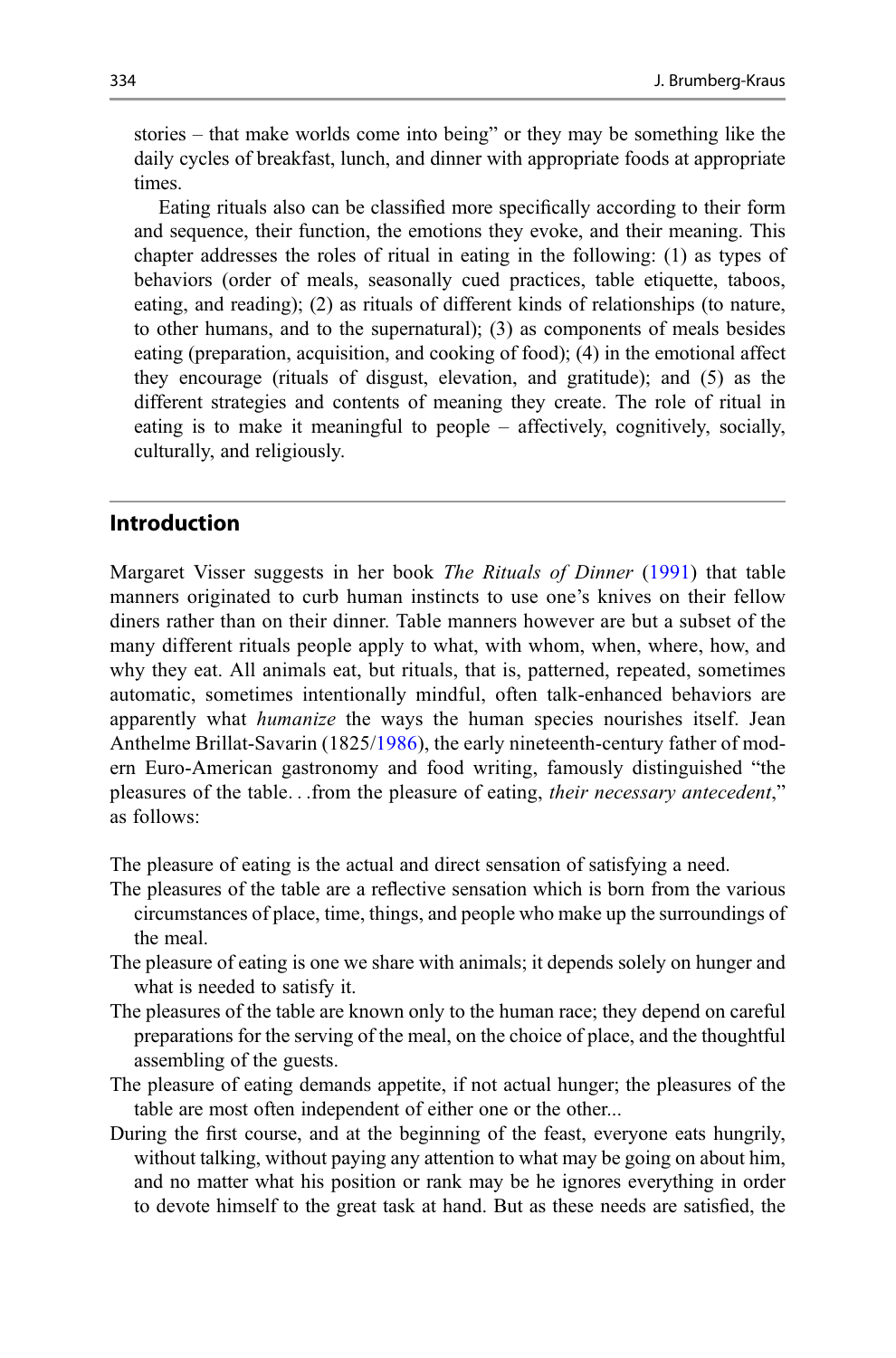stories – that make worlds come into being" or they may be something like the daily cycles of breakfast, lunch, and dinner with appropriate foods at appropriate times.

Eating rituals also can be classified more specifically according to their form and sequence, their function, the emotions they evoke, and their meaning. This chapter addresses the roles of ritual in eating in the following: (1) as types of behaviors (order of meals, seasonally cued practices, table etiquette, taboos, eating, and reading); (2) as rituals of different kinds of relationships (to nature, to other humans, and to the supernatural); (3) as components of meals besides eating (preparation, acquisition, and cooking of food); (4) in the emotional affect they encourage (rituals of disgust, elevation, and gratitude); and (5) as the different strategies and contents of meaning they create. The role of ritual in eating is to make it meaningful to people – affectively, cognitively, socially, culturally, and religiously.

## Introduction

Margaret Visser suggests in her book *The Rituals of Dinner* (1991) that table manners originated to curb human instincts to use one's knives on their fellow diners rather than on their dinner. Table manners however are but a subset of the many different rituals people apply to what, with whom, when, where, how, and why they eat. All animals eat, but rituals, that is, patterned, repeated, sometimes automatic, sometimes intentionally mindful, often talk-enhanced behaviors are apparently what *humanize* the ways the human species nourishes itself. Jean Anthelme Brillat-Savarin (1825/1986), the early nineteenth-century father of modern Euro-American gastronomy and food writing, famously distinguished "the pleasures of the table. . .from the pleasure of eating, *their necessary antecedent*," as follows:

The pleasure of eating is the actual and direct sensation of satisfying a need.
The pleasures of the table are a reflective sensation which is born from the various circumstances of place, time, things, and people who make up the surroundings of the meal.
The pleasure of eating is one we share with animals; it depends solely on hunger and what is needed to satisfy it.
The pleasures of the table are known only to the human race; they depend on careful preparations for the serving of the meal, on the choice of place, and the thoughtful assembling of the guests.
The pleasure of eating demands appetite, if not actual hunger; the pleasures of the table are most often independent of either one or the other...
During the first course, and at the beginning of the feast, everyone eats hungrily, without talking, without paying any attention to what may be going on about him, and no matter what his position or rank may be he ignores everything in order to devote himself to the great task at hand. But as these needs are satisfied, the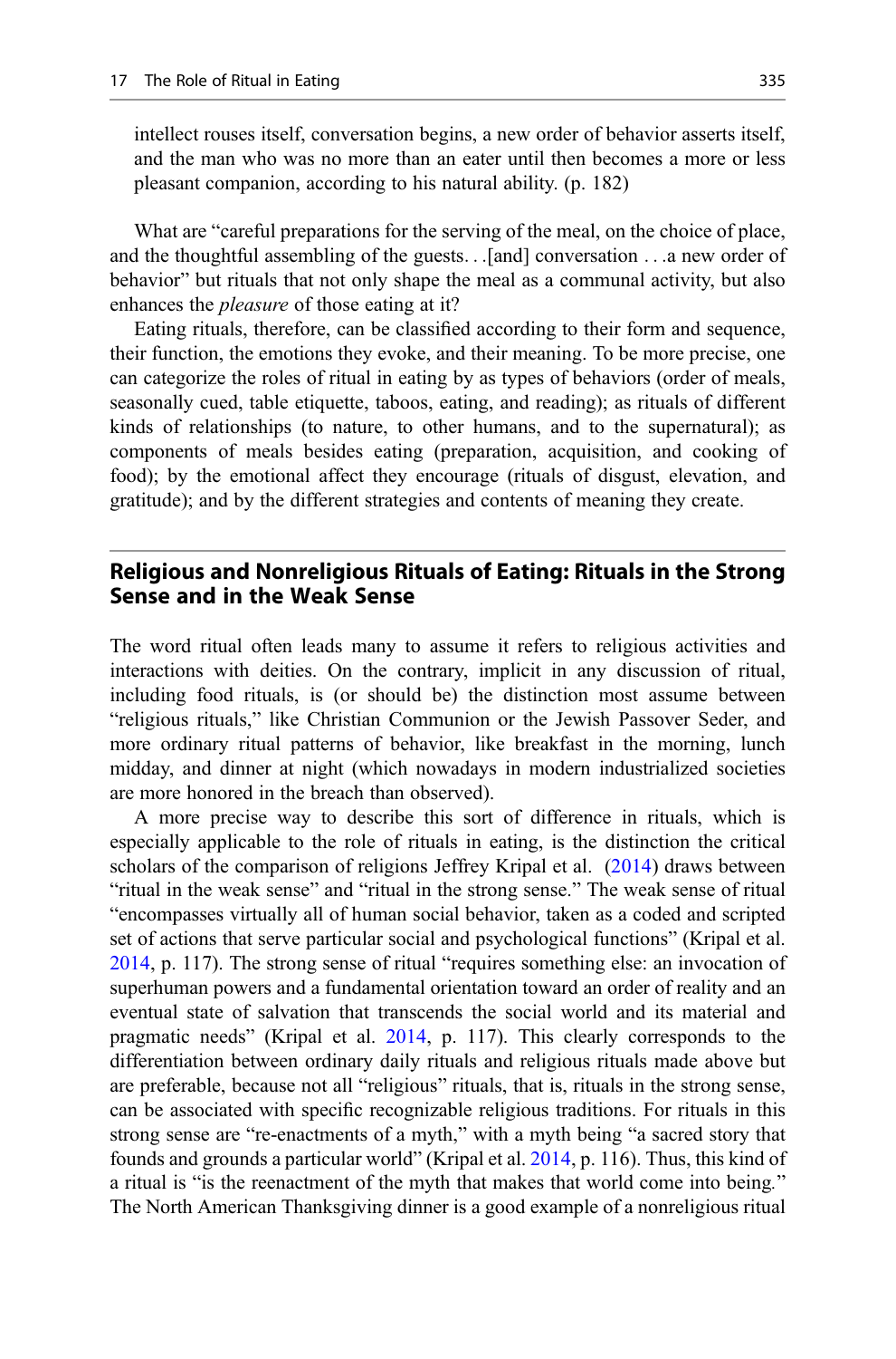intellect rouses itself, conversation begins, a new order of behavior asserts itself, and the man who was no more than an eater until then becomes a more or less pleasant companion, according to his natural ability. (p. 182)

What are "careful preparations for the serving of the meal, on the choice of place, and the thoughtful assembling of the guests. . .[and] conversation . . .a new order of behavior" but rituals that not only shape the meal as a communal activity, but also enhances the *pleasure* of those eating at it?

Eating rituals, therefore, can be classified according to their form and sequence, their function, the emotions they evoke, and their meaning. To be more precise, one can categorize the roles of ritual in eating by as types of behaviors (order of meals, seasonally cued, table etiquette, taboos, eating, and reading); as rituals of different kinds of relationships (to nature, to other humans, and to the supernatural); as components of meals besides eating (preparation, acquisition, and cooking of food); by the emotional affect they encourage (rituals of disgust, elevation, and gratitude); and by the different strategies and contents of meaning they create.

## Religious and Nonreligious Rituals of Eating: Rituals in the Strong Sense and in the Weak Sense

The word ritual often leads many to assume it refers to religious activities and interactions with deities. On the contrary, implicit in any discussion of ritual, including food rituals, is (or should be) the distinction most assume between "religious rituals," like Christian Communion or the Jewish Passover Seder, and more ordinary ritual patterns of behavior, like breakfast in the morning, lunch midday, and dinner at night (which nowadays in modern industrialized societies are more honored in the breach than observed).

A more precise way to describe this sort of difference in rituals, which is especially applicable to the role of rituals in eating, is the distinction the critical scholars of the comparison of religions Jeffrey Kripal et al. (2014) draws between "ritual in the weak sense" and "ritual in the strong sense." The weak sense of ritual "encompasses virtually all of human social behavior, taken as a coded and scripted set of actions that serve particular social and psychological functions" (Kripal et al. 2014, p. 117). The strong sense of ritual "requires something else: an invocation of superhuman powers and a fundamental orientation toward an order of reality and an eventual state of salvation that transcends the social world and its material and pragmatic needs" (Kripal et al. 2014, p. 117). This clearly corresponds to the differentiation between ordinary daily rituals and religious rituals made above but are preferable, because not all "religious" rituals, that is, rituals in the strong sense, can be associated with specific recognizable religious traditions. For rituals in this strong sense are "re-enactments of a myth," with a myth being "a sacred story that founds and grounds a particular world" (Kripal et al. 2014, p. 116). Thus, this kind of a ritual is "is the reenactment of the myth that makes that world come into being." The North American Thanksgiving dinner is a good example of a nonreligious ritual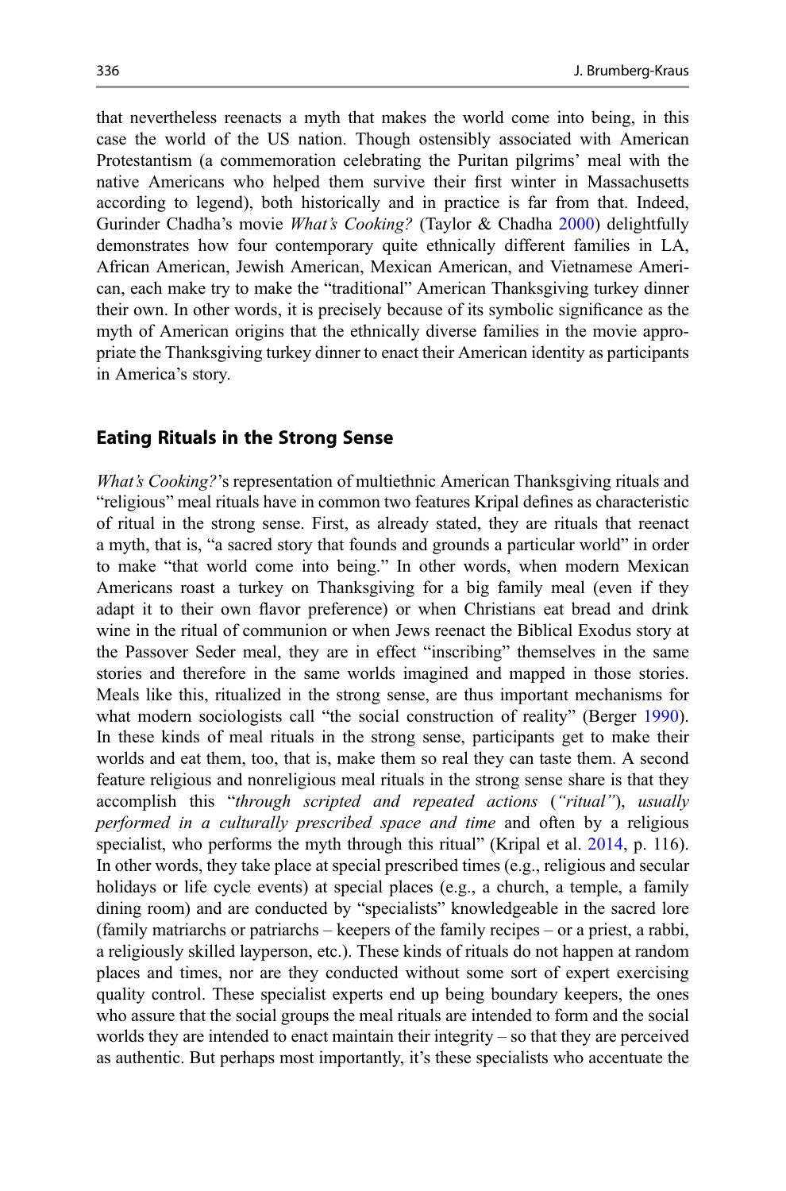that nevertheless reenacts a myth that makes the world come into being, in this case the world of the US nation. Though ostensibly associated with American Protestantism (a commemoration celebrating the Puritan pilgrims' meal with the native Americans who helped them survive their first winter in Massachusetts according to legend), both historically and in practice is far from that. Indeed, Gurinder Chadha's movie *What's Cooking?* (Taylor & Chadha 2000) delightfully demonstrates how four contemporary quite ethnically different families in LA, African American, Jewish American, Mexican American, and Vietnamese American, each make try to make the "traditional" American Thanksgiving turkey dinner their own. In other words, it is precisely because of its symbolic significance as the myth of American origins that the ethnically diverse families in the movie appropriate the Thanksgiving turkey dinner to enact their American identity as participants in America's story.

## Eating Rituals in the Strong Sense

*What's Cooking?*'s representation of multiethnic American Thanksgiving rituals and "religious" meal rituals have in common two features Kripal defines as characteristic of ritual in the strong sense. First, as already stated, they are rituals that reenact a myth, that is, "a sacred story that founds and grounds a particular world" in order to make "that world come into being." In other words, when modern Mexican Americans roast a turkey on Thanksgiving for a big family meal (even if they adapt it to their own flavor preference) or when Christians eat bread and drink wine in the ritual of communion or when Jews reenact the Biblical Exodus story at the Passover Seder meal, they are in effect "inscribing" themselves in the same stories and therefore in the same worlds imagined and mapped in those stories. Meals like this, ritualized in the strong sense, are thus important mechanisms for what modern sociologists call "the social construction of reality" (Berger 1990). In these kinds of meal rituals in the strong sense, participants get to make their worlds and eat them, too, that is, make them so real they can taste them. A second feature religious and nonreligious meal rituals in the strong sense share is that they accomplish this "*through scripted and repeated actions* (*"ritual"*), *usually performed in a culturally prescribed space and time* and often by a religious specialist, who performs the myth through this ritual" (Kripal et al. 2014, p. 116). In other words, they take place at special prescribed times (e.g., religious and secular holidays or life cycle events) at special places (e.g., a church, a temple, a family dining room) and are conducted by "specialists" knowledgeable in the sacred lore (family matriarchs or patriarchs – keepers of the family recipes – or a priest, a rabbi, a religiously skilled layperson, etc.). These kinds of rituals do not happen at random places and times, nor are they conducted without some sort of expert exercising quality control. These specialist experts end up being boundary keepers, the ones who assure that the social groups the meal rituals are intended to form and the social worlds they are intended to enact maintain their integrity – so that they are perceived as authentic. But perhaps most importantly, it's these specialists who accentuate the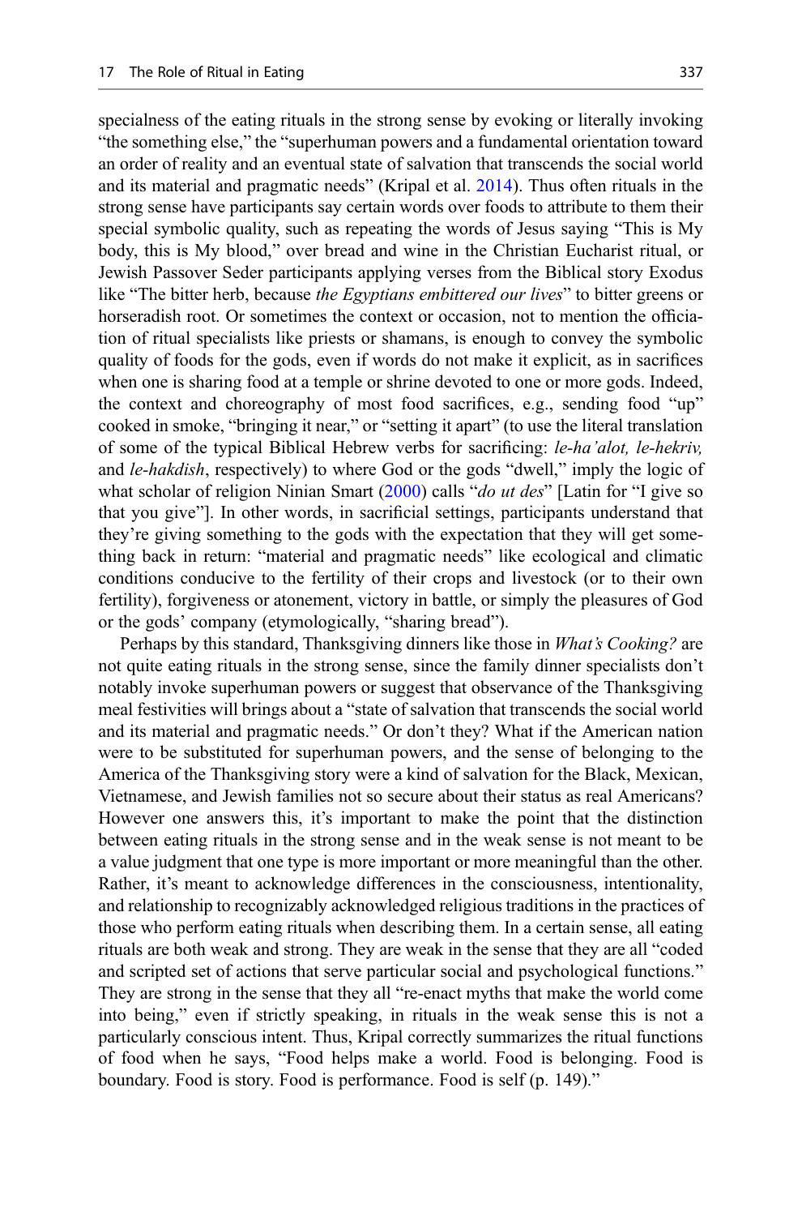specialness of the eating rituals in the strong sense by evoking or literally invoking "the something else," the "superhuman powers and a fundamental orientation toward an order of reality and an eventual state of salvation that transcends the social world and its material and pragmatic needs" (Kripal et al. 2014). Thus often rituals in the strong sense have participants say certain words over foods to attribute to them their special symbolic quality, such as repeating the words of Jesus saying "This is My body, this is My blood," over bread and wine in the Christian Eucharist ritual, or Jewish Passover Seder participants applying verses from the Biblical story Exodus like "The bitter herb, because *the Egyptians embittered our lives*" to bitter greens or horseradish root. Or sometimes the context or occasion, not to mention the officiation of ritual specialists like priests or shamans, is enough to convey the symbolic quality of foods for the gods, even if words do not make it explicit, as in sacrifices when one is sharing food at a temple or shrine devoted to one or more gods. Indeed, the context and choreography of most food sacrifices, e.g., sending food "up" cooked in smoke, "bringing it near," or "setting it apart" (to use the literal translation of some of the typical Biblical Hebrew verbs for sacrificing: *le-ha'alot, le-hekriv,* and *le-hakdish*, respectively) to where God or the gods "dwell," imply the logic of what scholar of religion Ninian Smart (2000) calls "*do ut des*" [Latin for "I give so that you give"]. In other words, in sacrificial settings, participants understand that they're giving something to the gods with the expectation that they will get something back in return: "material and pragmatic needs" like ecological and climatic conditions conducive to the fertility of their crops and livestock (or to their own fertility), forgiveness or atonement, victory in battle, or simply the pleasures of God or the gods' company (etymologically, "sharing bread").

Perhaps by this standard, Thanksgiving dinners like those in *What's Cooking?* are not quite eating rituals in the strong sense, since the family dinner specialists don't notably invoke superhuman powers or suggest that observance of the Thanksgiving meal festivities will brings about a "state of salvation that transcends the social world and its material and pragmatic needs." Or don't they? What if the American nation were to be substituted for superhuman powers, and the sense of belonging to the America of the Thanksgiving story were a kind of salvation for the Black, Mexican, Vietnamese, and Jewish families not so secure about their status as real Americans? However one answers this, it's important to make the point that the distinction between eating rituals in the strong sense and in the weak sense is not meant to be a value judgment that one type is more important or more meaningful than the other. Rather, it's meant to acknowledge differences in the consciousness, intentionality, and relationship to recognizably acknowledged religious traditions in the practices of those who perform eating rituals when describing them. In a certain sense, all eating rituals are both weak and strong. They are weak in the sense that they are all "coded and scripted set of actions that serve particular social and psychological functions." They are strong in the sense that they all "re-enact myths that make the world come into being," even if strictly speaking, in rituals in the weak sense this is not a particularly conscious intent. Thus, Kripal correctly summarizes the ritual functions of food when he says, "Food helps make a world. Food is belonging. Food is boundary. Food is story. Food is performance. Food is self (p. 149)."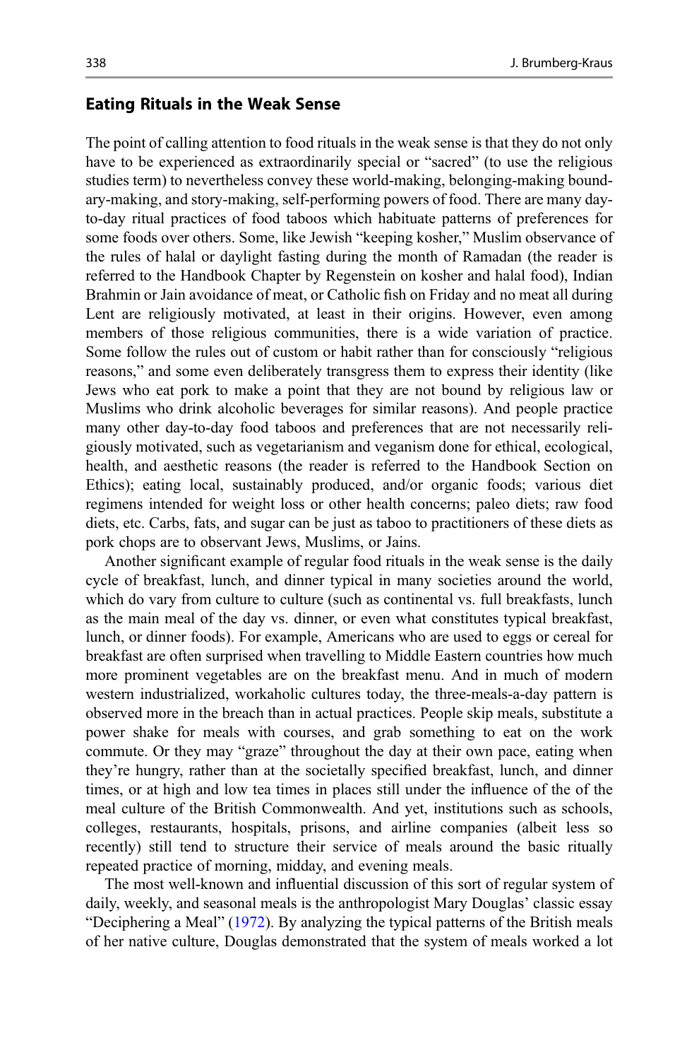## Eating Rituals in the Weak Sense

The point of calling attention to food rituals in the weak sense is that they do not only have to be experienced as extraordinarily special or "sacred" (to use the religious studies term) to nevertheless convey these world-making, belonging-making boundary-making, and story-making, self-performing powers of food. There are many day-to-day ritual practices of food taboos which habituate patterns of preferences for some foods over others. Some, like Jewish "keeping kosher," Muslim observance of the rules of halal or daylight fasting during the month of Ramadan (the reader is referred to the Handbook Chapter by Regenstein on kosher and halal food), Indian Brahmin or Jain avoidance of meat, or Catholic fish on Friday and no meat all during Lent are religiously motivated, at least in their origins. However, even among members of those religious communities, there is a wide variation of practice. Some follow the rules out of custom or habit rather than for consciously "religious reasons," and some even deliberately transgress them to express their identity (like Jews who eat pork to make a point that they are not bound by religious law or Muslims who drink alcoholic beverages for similar reasons). And people practice many other day-to-day food taboos and preferences that are not necessarily religiously motivated, such as vegetarianism and veganism done for ethical, ecological, health, and aesthetic reasons (the reader is referred to the Handbook Section on Ethics); eating local, sustainably produced, and/or organic foods; various diet regimens intended for weight loss or other health concerns; paleo diets; raw food diets, etc. Carbs, fats, and sugar can be just as taboo to practitioners of these diets as pork chops are to observant Jews, Muslims, or Jains.

Another significant example of regular food rituals in the weak sense is the daily cycle of breakfast, lunch, and dinner typical in many societies around the world, which do vary from culture to culture (such as continental vs. full breakfasts, lunch as the main meal of the day vs. dinner, or even what constitutes typical breakfast, lunch, or dinner foods). For example, Americans who are used to eggs or cereal for breakfast are often surprised when travelling to Middle Eastern countries how much more prominent vegetables are on the breakfast menu. And in much of modern western industrialized, workaholic cultures today, the three-meals-a-day pattern is observed more in the breach than in actual practices. People skip meals, substitute a power shake for meals with courses, and grab something to eat on the work commute. Or they may "graze" throughout the day at their own pace, eating when they're hungry, rather than at the societally specified breakfast, lunch, and dinner times, or at high and low tea times in places still under the influence of the of the meal culture of the British Commonwealth. And yet, institutions such as schools, colleges, restaurants, hospitals, prisons, and airline companies (albeit less so recently) still tend to structure their service of meals around the basic ritually repeated practice of morning, midday, and evening meals.

The most well-known and influential discussion of this sort of regular system of daily, weekly, and seasonal meals is the anthropologist Mary Douglas' classic essay "Deciphering a Meal" (1972). By analyzing the typical patterns of the British meals of her native culture, Douglas demonstrated that the system of meals worked a lot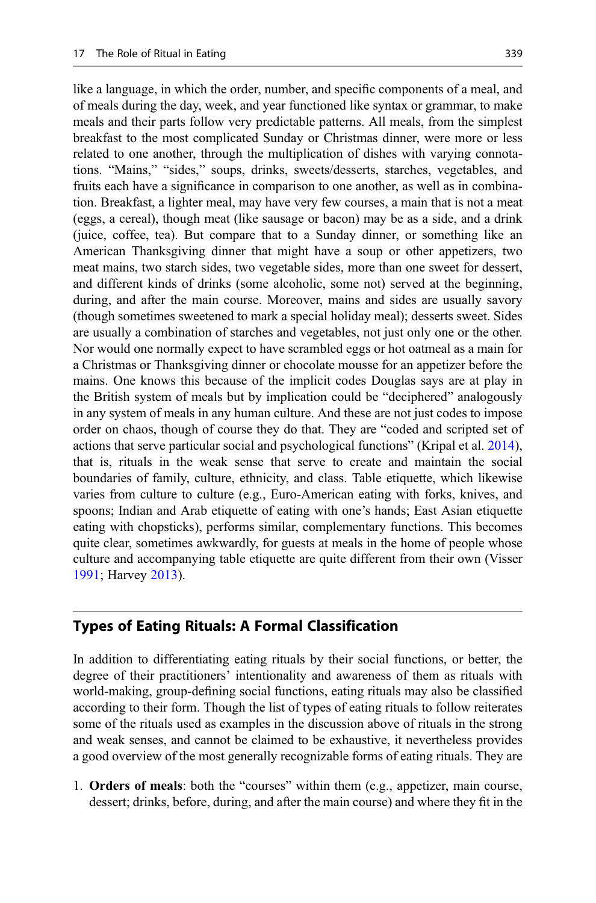like a language, in which the order, number, and specific components of a meal, and of meals during the day, week, and year functioned like syntax or grammar, to make meals and their parts follow very predictable patterns. All meals, from the simplest breakfast to the most complicated Sunday or Christmas dinner, were more or less related to one another, through the multiplication of dishes with varying connotations. "Mains," "sides," soups, drinks, sweets/desserts, starches, vegetables, and fruits each have a significance in comparison to one another, as well as in combination. Breakfast, a lighter meal, may have very few courses, a main that is not a meat (eggs, a cereal), though meat (like sausage or bacon) may be as a side, and a drink (juice, coffee, tea). But compare that to a Sunday dinner, or something like an American Thanksgiving dinner that might have a soup or other appetizers, two meat mains, two starch sides, two vegetable sides, more than one sweet for dessert, and different kinds of drinks (some alcoholic, some not) served at the beginning, during, and after the main course. Moreover, mains and sides are usually savory (though sometimes sweetened to mark a special holiday meal); desserts sweet. Sides are usually a combination of starches and vegetables, not just only one or the other. Nor would one normally expect to have scrambled eggs or hot oatmeal as a main for a Christmas or Thanksgiving dinner or chocolate mousse for an appetizer before the mains. One knows this because of the implicit codes Douglas says are at play in the British system of meals but by implication could be "deciphered" analogously in any system of meals in any human culture. And these are not just codes to impose order on chaos, though of course they do that. They are "coded and scripted set of actions that serve particular social and psychological functions" (Kripal et al. 2014), that is, rituals in the weak sense that serve to create and maintain the social boundaries of family, culture, ethnicity, and class. Table etiquette, which likewise varies from culture to culture (e.g., Euro-American eating with forks, knives, and spoons; Indian and Arab etiquette of eating with one's hands; East Asian etiquette eating with chopsticks), performs similar, complementary functions. This becomes quite clear, sometimes awkwardly, for guests at meals in the home of people whose culture and accompanying table etiquette are quite different from their own (Visser 1991; Harvey 2013).

## Types of Eating Rituals: A Formal Classification

In addition to differentiating eating rituals by their social functions, or better, the degree of their practitioners' intentionality and awareness of them as rituals with world-making, group-defining social functions, eating rituals may also be classified according to their form. Though the list of types of eating rituals to follow reiterates some of the rituals used as examples in the discussion above of rituals in the strong and weak senses, and cannot be claimed to be exhaustive, it nevertheless provides a good overview of the most generally recognizable forms of eating rituals. They are

1. **Orders of meals**: both the "courses" within them (e.g., appetizer, main course, dessert; drinks, before, during, and after the main course) and where they fit in the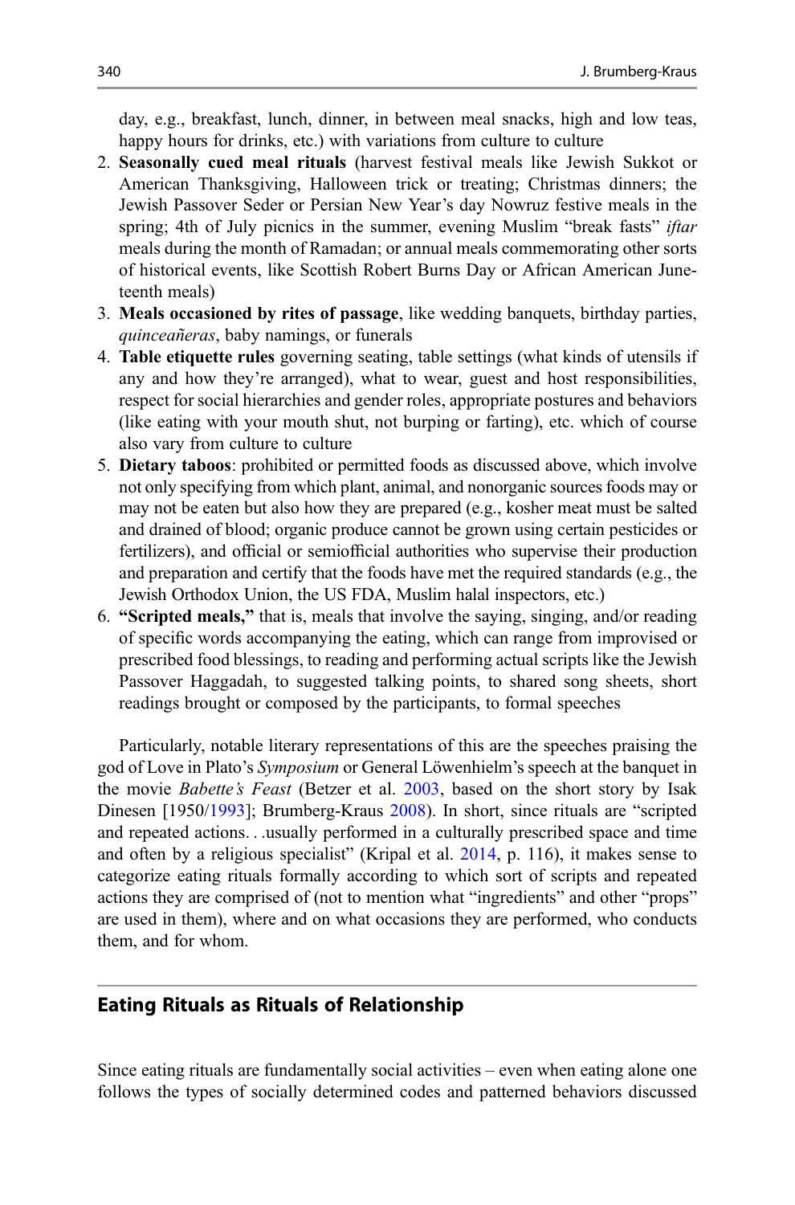day, e.g., breakfast, lunch, dinner, in between meal snacks, high and low teas, happy hours for drinks, etc.) with variations from culture to culture

2. **Seasonally cued meal rituals** (harvest festival meals like Jewish Sukkot or American Thanksgiving, Halloween trick or treating; Christmas dinners; the Jewish Passover Seder or Persian New Year's day Nowruz festive meals in the spring; 4th of July picnics in the summer, evening Muslim "break fasts" *iftar* meals during the month of Ramadan; or annual meals commemorating other sorts of historical events, like Scottish Robert Burns Day or African American Juneteenth meals)
3. **Meals occasioned by rites of passage**, like wedding banquets, birthday parties, *quinceañeras*, baby namings, or funerals
4. **Table etiquette rules** governing seating, table settings (what kinds of utensils if any and how they're arranged), what to wear, guest and host responsibilities, respect for social hierarchies and gender roles, appropriate postures and behaviors (like eating with your mouth shut, not burping or farting), etc. which of course also vary from culture to culture
5. **Dietary taboos**: prohibited or permitted foods as discussed above, which involve not only specifying from which plant, animal, and nonorganic sources foods may or may not be eaten but also how they are prepared (e.g., kosher meat must be salted and drained of blood; organic produce cannot be grown using certain pesticides or fertilizers), and official or semiofficial authorities who supervise their production and preparation and certify that the foods have met the required standards (e.g., the Jewish Orthodox Union, the US FDA, Muslim halal inspectors, etc.)
6. **"Scripted meals,"** that is, meals that involve the saying, singing, and/or reading of specific words accompanying the eating, which can range from improvised or prescribed food blessings, to reading and performing actual scripts like the Jewish Passover Haggadah, to suggested talking points, to shared song sheets, short readings brought or composed by the participants, to formal speeches

Particularly, notable literary representations of this are the speeches praising the god of Love in Plato's *Symposium* or General Löwenhielm's speech at the banquet in the movie *Babette's Feast* (Betzer et al. 2003, based on the short story by Isak Dinesen [1950/1993]; Brumberg-Kraus 2008). In short, since rituals are "scripted and repeated actions. . .usually performed in a culturally prescribed space and time and often by a religious specialist" (Kripal et al. 2014, p. 116), it makes sense to categorize eating rituals formally according to which sort of scripts and repeated actions they are comprised of (not to mention what "ingredients" and other "props" are used in them), where and on what occasions they are performed, who conducts them, and for whom.

## Eating Rituals as Rituals of Relationship

Since eating rituals are fundamentally social activities – even when eating alone one follows the types of socially determined codes and patterned behaviors discussed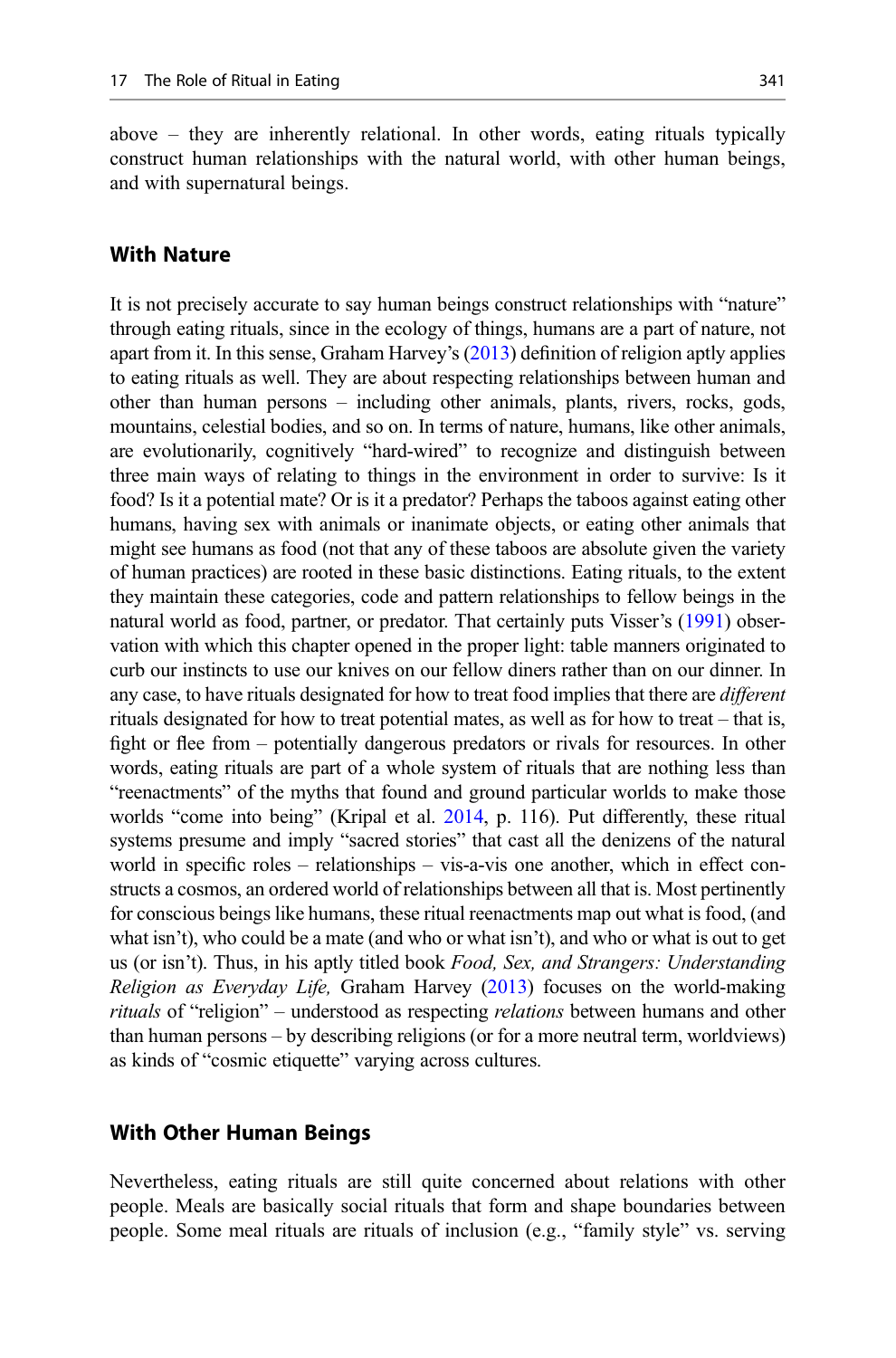above – they are inherently relational. In other words, eating rituals typically construct human relationships with the natural world, with other human beings, and with supernatural beings.

### With Nature

It is not precisely accurate to say human beings construct relationships with "nature" through eating rituals, since in the ecology of things, humans are a part of nature, not apart from it. In this sense, Graham Harvey's (2013) definition of religion aptly applies to eating rituals as well. They are about respecting relationships between human and other than human persons – including other animals, plants, rivers, rocks, gods, mountains, celestial bodies, and so on. In terms of nature, humans, like other animals, are evolutionarily, cognitively "hard-wired" to recognize and distinguish between three main ways of relating to things in the environment in order to survive: Is it food? Is it a potential mate? Or is it a predator? Perhaps the taboos against eating other humans, having sex with animals or inanimate objects, or eating other animals that might see humans as food (not that any of these taboos are absolute given the variety of human practices) are rooted in these basic distinctions. Eating rituals, to the extent they maintain these categories, code and pattern relationships to fellow beings in the natural world as food, partner, or predator. That certainly puts Visser's (1991) observation with which this chapter opened in the proper light: table manners originated to curb our instincts to use our knives on our fellow diners rather than on our dinner. In any case, to have rituals designated for how to treat food implies that there are *different* rituals designated for how to treat potential mates, as well as for how to treat – that is, fight or flee from – potentially dangerous predators or rivals for resources. In other words, eating rituals are part of a whole system of rituals that are nothing less than "reenactments" of the myths that found and ground particular worlds to make those worlds "come into being" (Kripal et al. 2014, p. 116). Put differently, these ritual systems presume and imply "sacred stories" that cast all the denizens of the natural world in specific roles – relationships – vis-a-vis one another, which in effect constructs a cosmos, an ordered world of relationships between all that is. Most pertinently for conscious beings like humans, these ritual reenactments map out what is food, (and what isn't), who could be a mate (and who or what isn't), and who or what is out to get us (or isn't). Thus, in his aptly titled book *Food, Sex, and Strangers: Understanding Religion as Everyday Life,* Graham Harvey (2013) focuses on the world-making *rituals* of "religion" – understood as respecting *relations* between humans and other than human persons – by describing religions (or for a more neutral term, worldviews) as kinds of "cosmic etiquette" varying across cultures.

### With Other Human Beings

Nevertheless, eating rituals are still quite concerned about relations with other people. Meals are basically social rituals that form and shape boundaries between people. Some meal rituals are rituals of inclusion (e.g., "family style" vs. serving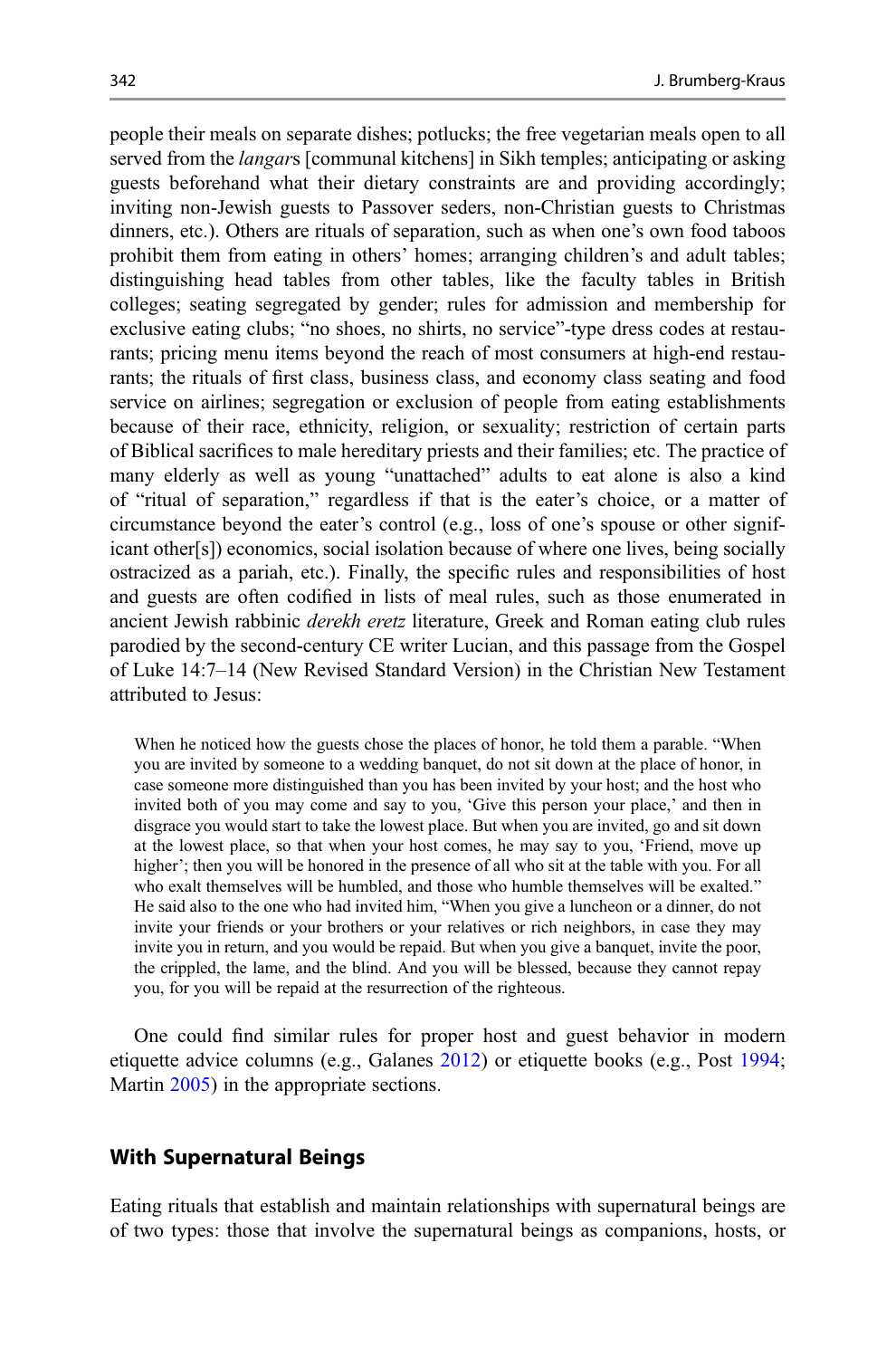people their meals on separate dishes; potlucks; the free vegetarian meals open to all served from the *langar*s [communal kitchens] in Sikh temples; anticipating or asking guests beforehand what their dietary constraints are and providing accordingly; inviting non-Jewish guests to Passover seders, non-Christian guests to Christmas dinners, etc.). Others are rituals of separation, such as when one's own food taboos prohibit them from eating in others' homes; arranging children's and adult tables; distinguishing head tables from other tables, like the faculty tables in British colleges; seating segregated by gender; rules for admission and membership for exclusive eating clubs; "no shoes, no shirts, no service"-type dress codes at restaurants; pricing menu items beyond the reach of most consumers at high-end restaurants; the rituals of first class, business class, and economy class seating and food service on airlines; segregation or exclusion of people from eating establishments because of their race, ethnicity, religion, or sexuality; restriction of certain parts of Biblical sacrifices to male hereditary priests and their families; etc. The practice of many elderly as well as young "unattached" adults to eat alone is also a kind of "ritual of separation," regardless if that is the eater's choice, or a matter of circumstance beyond the eater's control (e.g., loss of one's spouse or other significant other[s]) economics, social isolation because of where one lives, being socially ostracized as a pariah, etc.). Finally, the specific rules and responsibilities of host and guests are often codified in lists of meal rules, such as those enumerated in ancient Jewish rabbinic *derekh eretz* literature, Greek and Roman eating club rules parodied by the second-century CE writer Lucian, and this passage from the Gospel of Luke 14:7–14 (New Revised Standard Version) in the Christian New Testament attributed to Jesus:

> When he noticed how the guests chose the places of honor, he told them a parable. "When you are invited by someone to a wedding banquet, do not sit down at the place of honor, in case someone more distinguished than you has been invited by your host; and the host who invited both of you may come and say to you, 'Give this person your place,' and then in disgrace you would start to take the lowest place. But when you are invited, go and sit down at the lowest place, so that when your host comes, he may say to you, 'Friend, move up higher'; then you will be honored in the presence of all who sit at the table with you. For all who exalt themselves will be humbled, and those who humble themselves will be exalted." He said also to the one who had invited him, "When you give a luncheon or a dinner, do not invite your friends or your brothers or your relatives or rich neighbors, in case they may invite you in return, and you would be repaid. But when you give a banquet, invite the poor, the crippled, the lame, and the blind. And you will be blessed, because they cannot repay you, for you will be repaid at the resurrection of the righteous.

One could find similar rules for proper host and guest behavior in modern etiquette advice columns (e.g., Galanes 2012) or etiquette books (e.g., Post 1994; Martin 2005) in the appropriate sections.

### With Supernatural Beings

Eating rituals that establish and maintain relationships with supernatural beings are of two types: those that involve the supernatural beings as companions, hosts, or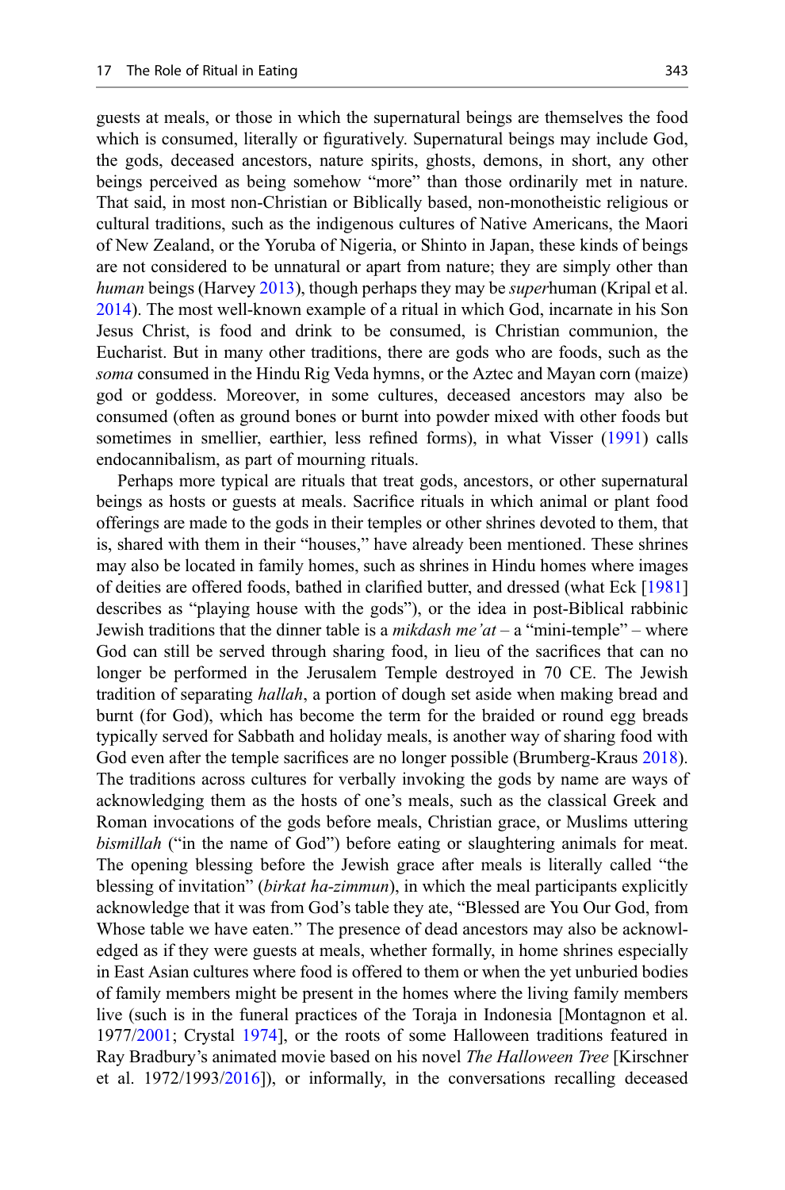guests at meals, or those in which the supernatural beings are themselves the food which is consumed, literally or figuratively. Supernatural beings may include God, the gods, deceased ancestors, nature spirits, ghosts, demons, in short, any other beings perceived as being somehow "more" than those ordinarily met in nature. That said, in most non-Christian or Biblically based, non-monotheistic religious or cultural traditions, such as the indigenous cultures of Native Americans, the Maori of New Zealand, or the Yoruba of Nigeria, or Shinto in Japan, these kinds of beings are not considered to be unnatural or apart from nature; they are simply other than *human* beings (Harvey 2013), though perhaps they may be *super*human (Kripal et al. 2014). The most well-known example of a ritual in which God, incarnate in his Son Jesus Christ, is food and drink to be consumed, is Christian communion, the Eucharist. But in many other traditions, there are gods who are foods, such as the *soma* consumed in the Hindu Rig Veda hymns, or the Aztec and Mayan corn (maize) god or goddess. Moreover, in some cultures, deceased ancestors may also be consumed (often as ground bones or burnt into powder mixed with other foods but sometimes in smellier, earthier, less refined forms), in what Visser (1991) calls endocannibalism, as part of mourning rituals.

Perhaps more typical are rituals that treat gods, ancestors, or other supernatural beings as hosts or guests at meals. Sacrifice rituals in which animal or plant food offerings are made to the gods in their temples or other shrines devoted to them, that is, shared with them in their "houses," have already been mentioned. These shrines may also be located in family homes, such as shrines in Hindu homes where images of deities are offered foods, bathed in clarified butter, and dressed (what Eck [1981] describes as "playing house with the gods"), or the idea in post-Biblical rabbinic Jewish traditions that the dinner table is a *mikdash me'at* – a "mini-temple" – where God can still be served through sharing food, in lieu of the sacrifices that can no longer be performed in the Jerusalem Temple destroyed in 70 CE. The Jewish tradition of separating *hallah*, a portion of dough set aside when making bread and burnt (for God), which has become the term for the braided or round egg breads typically served for Sabbath and holiday meals, is another way of sharing food with God even after the temple sacrifices are no longer possible (Brumberg-Kraus 2018). The traditions across cultures for verbally invoking the gods by name are ways of acknowledging them as the hosts of one's meals, such as the classical Greek and Roman invocations of the gods before meals, Christian grace, or Muslims uttering *bismillah* ("in the name of God") before eating or slaughtering animals for meat. The opening blessing before the Jewish grace after meals is literally called "the blessing of invitation" (*birkat ha-zimmun*), in which the meal participants explicitly acknowledge that it was from God's table they ate, "Blessed are You Our God, from Whose table we have eaten." The presence of dead ancestors may also be acknowledged as if they were guests at meals, whether formally, in home shrines especially in East Asian cultures where food is offered to them or when the yet unburied bodies of family members might be present in the homes where the living family members live (such is in the funeral practices of the Toraja in Indonesia [Montagnon et al. 1977/2001; Crystal 1974], or the roots of some Halloween traditions featured in Ray Bradbury's animated movie based on his novel *The Halloween Tree* [Kirschner et al. 1972/1993/2016]), or informally, in the conversations recalling deceased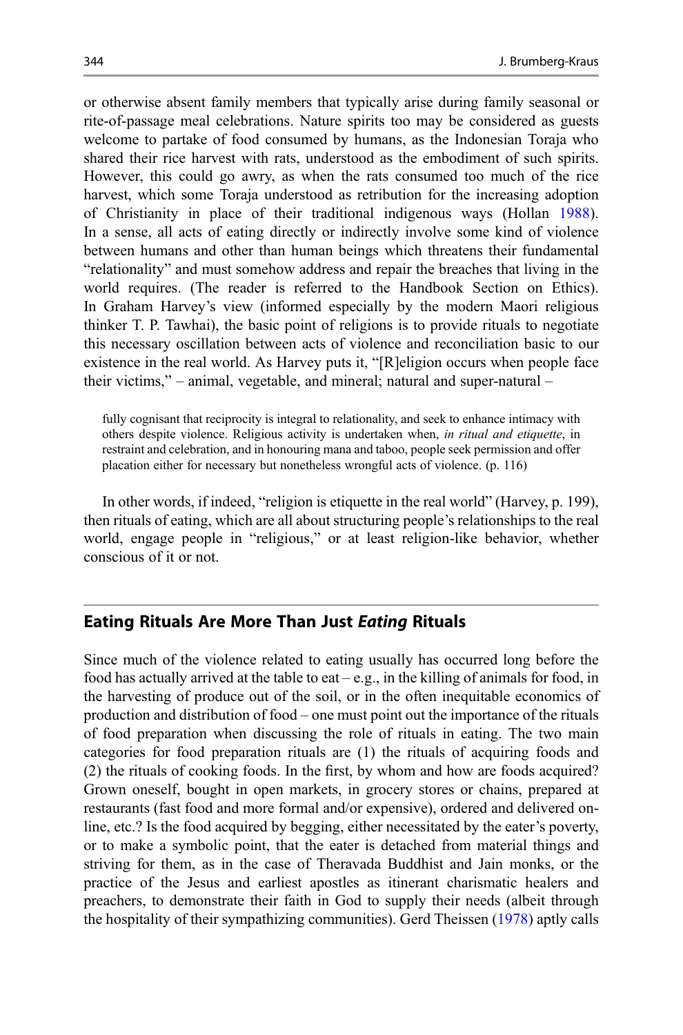or otherwise absent family members that typically arise during family seasonal or rite-of-passage meal celebrations. Nature spirits too may be considered as guests welcome to partake of food consumed by humans, as the Indonesian Toraja who shared their rice harvest with rats, understood as the embodiment of such spirits. However, this could go awry, as when the rats consumed too much of the rice harvest, which some Toraja understood as retribution for the increasing adoption of Christianity in place of their traditional indigenous ways (Hollan 1988). In a sense, all acts of eating directly or indirectly involve some kind of violence between humans and other than human beings which threatens their fundamental "relationality" and must somehow address and repair the breaches that living in the world requires. (The reader is referred to the Handbook Section on Ethics). In Graham Harvey's view (informed especially by the modern Maori religious thinker T. P. Tawhai), the basic point of religions is to provide rituals to negotiate this necessary oscillation between acts of violence and reconciliation basic to our existence in the real world. As Harvey puts it, "[R]eligion occurs when people face their victims," – animal, vegetable, and mineral; natural and super-natural –

> fully cognisant that reciprocity is integral to relationality, and seek to enhance intimacy with others despite violence. Religious activity is undertaken when, *in ritual and etiquette*, in restraint and celebration, and in honouring mana and taboo, people seek permission and offer placation either for necessary but nonetheless wrongful acts of violence. (p. 116)

In other words, if indeed, "religion is etiquette in the real world" (Harvey, p. 199), then rituals of eating, which are all about structuring people's relationships to the real world, engage people in "religious," or at least religion-like behavior, whether conscious of it or not.

## Eating Rituals Are More Than Just *Eating* Rituals

Since much of the violence related to eating usually has occurred long before the food has actually arrived at the table to eat – e.g., in the killing of animals for food, in the harvesting of produce out of the soil, or in the often inequitable economics of production and distribution of food – one must point out the importance of the rituals of food preparation when discussing the role of rituals in eating. The two main categories for food preparation rituals are (1) the rituals of acquiring foods and (2) the rituals of cooking foods. In the first, by whom and how are foods acquired? Grown oneself, bought in open markets, in grocery stores or chains, prepared at restaurants (fast food and more formal and/or expensive), ordered and delivered on-line, etc.? Is the food acquired by begging, either necessitated by the eater's poverty, or to make a symbolic point, that the eater is detached from material things and striving for them, as in the case of Theravada Buddhist and Jain monks, or the practice of the Jesus and earliest apostles as itinerant charismatic healers and preachers, to demonstrate their faith in God to supply their needs (albeit through the hospitality of their sympathizing communities). Gerd Theissen (1978) aptly calls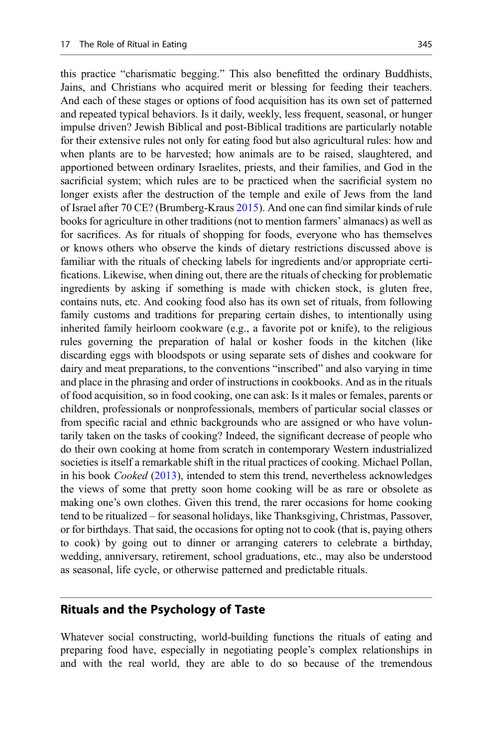this practice "charismatic begging." This also benefitted the ordinary Buddhists, Jains, and Christians who acquired merit or blessing for feeding their teachers. And each of these stages or options of food acquisition has its own set of patterned and repeated typical behaviors. Is it daily, weekly, less frequent, seasonal, or hunger impulse driven? Jewish Biblical and post-Biblical traditions are particularly notable for their extensive rules not only for eating food but also agricultural rules: how and when plants are to be harvested; how animals are to be raised, slaughtered, and apportioned between ordinary Israelites, priests, and their families, and God in the sacrificial system; which rules are to be practiced when the sacrificial system no longer exists after the destruction of the temple and exile of Jews from the land of Israel after 70 CE? (Brumberg-Kraus 2015). And one can find similar kinds of rule books for agriculture in other traditions (not to mention farmers' almanacs) as well as for sacrifices. As for rituals of shopping for foods, everyone who has themselves or knows others who observe the kinds of dietary restrictions discussed above is familiar with the rituals of checking labels for ingredients and/or appropriate certifications. Likewise, when dining out, there are the rituals of checking for problematic ingredients by asking if something is made with chicken stock, is gluten free, contains nuts, etc. And cooking food also has its own set of rituals, from following family customs and traditions for preparing certain dishes, to intentionally using inherited family heirloom cookware (e.g., a favorite pot or knife), to the religious rules governing the preparation of halal or kosher foods in the kitchen (like discarding eggs with bloodspots or using separate sets of dishes and cookware for dairy and meat preparations, to the conventions "inscribed" and also varying in time and place in the phrasing and order of instructions in cookbooks. And as in the rituals of food acquisition, so in food cooking, one can ask: Is it males or females, parents or children, professionals or nonprofessionals, members of particular social classes or from specific racial and ethnic backgrounds who are assigned or who have voluntarily taken on the tasks of cooking? Indeed, the significant decrease of people who do their own cooking at home from scratch in contemporary Western industrialized societies is itself a remarkable shift in the ritual practices of cooking. Michael Pollan, in his book *Cooked* (2013), intended to stem this trend, nevertheless acknowledges the views of some that pretty soon home cooking will be as rare or obsolete as making one's own clothes. Given this trend, the rarer occasions for home cooking tend to be ritualized – for seasonal holidays, like Thanksgiving, Christmas, Passover, or for birthdays. That said, the occasions for opting not to cook (that is, paying others to cook) by going out to dinner or arranging caterers to celebrate a birthday, wedding, anniversary, retirement, school graduations, etc., may also be understood as seasonal, life cycle, or otherwise patterned and predictable rituals.

## Rituals and the Psychology of Taste

Whatever social constructing, world-building functions the rituals of eating and preparing food have, especially in negotiating people's complex relationships in and with the real world, they are able to do so because of the tremendous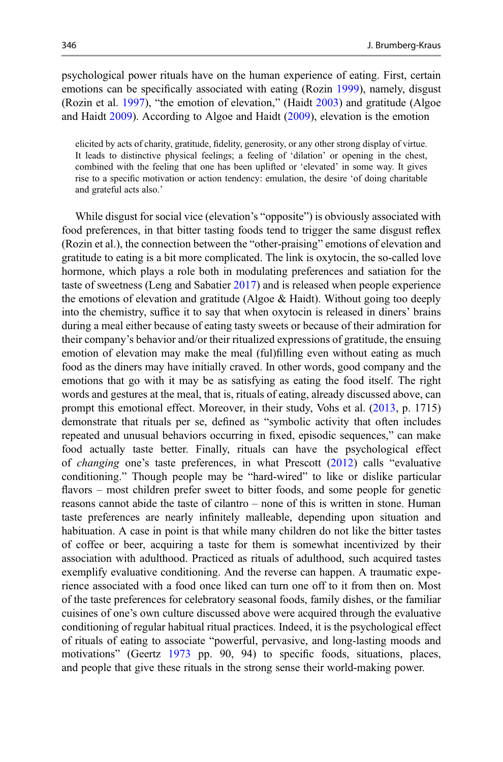psychological power rituals have on the human experience of eating. First, certain emotions can be specifically associated with eating (Rozin 1999), namely, disgust (Rozin et al. 1997), "the emotion of elevation," (Haidt 2003) and gratitude (Algoe and Haidt 2009). According to Algoe and Haidt (2009), elevation is the emotion

> elicited by acts of charity, gratitude, fidelity, generosity, or any other strong display of virtue. It leads to distinctive physical feelings; a feeling of 'dilation' or opening in the chest, combined with the feeling that one has been uplifted or 'elevated' in some way. It gives rise to a specific motivation or action tendency: emulation, the desire 'of doing charitable and grateful acts also.'

While disgust for social vice (elevation's "opposite") is obviously associated with food preferences, in that bitter tasting foods tend to trigger the same disgust reflex (Rozin et al.), the connection between the "other-praising" emotions of elevation and gratitude to eating is a bit more complicated. The link is oxytocin, the so-called love hormone, which plays a role both in modulating preferences and satiation for the taste of sweetness (Leng and Sabatier 2017) and is released when people experience the emotions of elevation and gratitude (Algoe & Haidt). Without going too deeply into the chemistry, suffice it to say that when oxytocin is released in diners' brains during a meal either because of eating tasty sweets or because of their admiration for their company's behavior and/or their ritualized expressions of gratitude, the ensuing emotion of elevation may make the meal (ful)filling even without eating as much food as the diners may have initially craved. In other words, good company and the emotions that go with it may be as satisfying as eating the food itself. The right words and gestures at the meal, that is, rituals of eating, already discussed above, can prompt this emotional effect. Moreover, in their study, Vohs et al. (2013, p. 1715) demonstrate that rituals per se, defined as "symbolic activity that often includes repeated and unusual behaviors occurring in fixed, episodic sequences," can make food actually taste better. Finally, rituals can have the psychological effect of *changing* one's taste preferences, in what Prescott (2012) calls "evaluative conditioning." Though people may be "hard-wired" to like or dislike particular flavors – most children prefer sweet to bitter foods, and some people for genetic reasons cannot abide the taste of cilantro – none of this is written in stone. Human taste preferences are nearly infinitely malleable, depending upon situation and habituation. A case in point is that while many children do not like the bitter tastes of coffee or beer, acquiring a taste for them is somewhat incentivized by their association with adulthood. Practiced as rituals of adulthood, such acquired tastes exemplify evaluative conditioning. And the reverse can happen. A traumatic experience associated with a food once liked can turn one off to it from then on. Most of the taste preferences for celebratory seasonal foods, family dishes, or the familiar cuisines of one's own culture discussed above were acquired through the evaluative conditioning of regular habitual ritual practices. Indeed, it is the psychological effect of rituals of eating to associate "powerful, pervasive, and long-lasting moods and motivations" (Geertz 1973 pp. 90, 94) to specific foods, situations, places, and people that give these rituals in the strong sense their world-making power.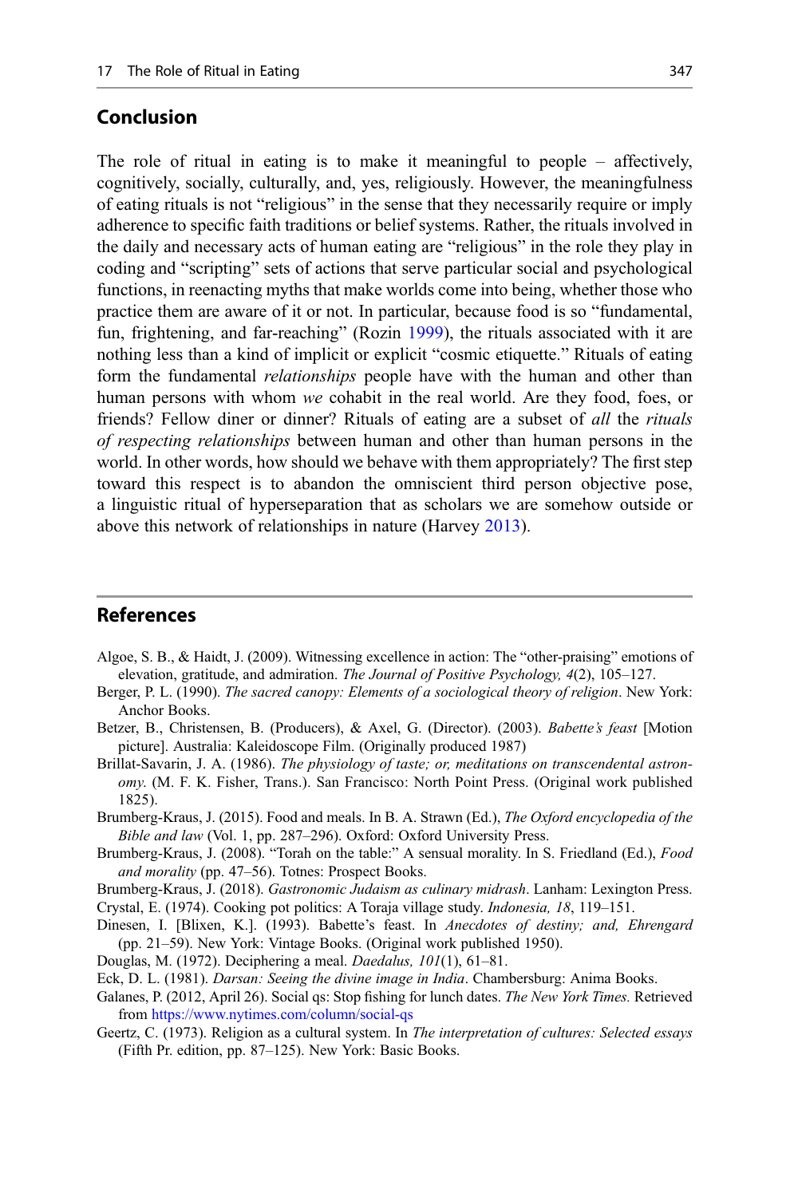## Conclusion

The role of ritual in eating is to make it meaningful to people – affectively, cognitively, socially, culturally, and, yes, religiously. However, the meaningfulness of eating rituals is not "religious" in the sense that they necessarily require or imply adherence to specific faith traditions or belief systems. Rather, the rituals involved in the daily and necessary acts of human eating are "religious" in the role they play in coding and "scripting" sets of actions that serve particular social and psychological functions, in reenacting myths that make worlds come into being, whether those who practice them are aware of it or not. In particular, because food is so "fundamental, fun, frightening, and far-reaching" (Rozin 1999), the rituals associated with it are nothing less than a kind of implicit or explicit "cosmic etiquette." Rituals of eating form the fundamental *relationships* people have with the human and other than human persons with whom *we* cohabit in the real world. Are they food, foes, or friends? Fellow diner or dinner? Rituals of eating are a subset of *all* the *rituals of respecting relationships* between human and other than human persons in the world. In other words, how should we behave with them appropriately? The first step toward this respect is to abandon the omniscient third person objective pose, a linguistic ritual of hyperseparation that as scholars we are somehow outside or above this network of relationships in nature (Harvey 2013).

## References

Algoe, S. B., & Haidt, J. (2009). Witnessing excellence in action: The "other-praising" emotions of elevation, gratitude, and admiration. *The Journal of Positive Psychology, 4*(2), 105–127.

Berger, P. L. (1990). *The sacred canopy: Elements of a sociological theory of religion*. New York: Anchor Books.

Betzer, B., Christensen, B. (Producers), & Axel, G. (Director). (2003). *Babette's feast* [Motion picture]. Australia: Kaleidoscope Film. (Originally produced 1987)

Brillat-Savarin, J. A. (1986). *The physiology of taste; or, meditations on transcendental astronomy*. (M. F. K. Fisher, Trans.). San Francisco: North Point Press. (Original work published 1825).

Brumberg-Kraus, J. (2015). Food and meals. In B. A. Strawn (Ed.), *The Oxford encyclopedia of the Bible and law* (Vol. 1, pp. 287–296). Oxford: Oxford University Press.

Brumberg-Kraus, J. (2008). "Torah on the table:" A sensual morality. In S. Friedland (Ed.), *Food and morality* (pp. 47–56). Totnes: Prospect Books.

Brumberg-Kraus, J. (2018). *Gastronomic Judaism as culinary midrash*. Lanham: Lexington Press.

Crystal, E. (1974). Cooking pot politics: A Toraja village study. *Indonesia, 18*, 119–151.

Dinesen, I. [Blixen, K.]. (1993). Babette's feast. In *Anecdotes of destiny; and, Ehrengard* (pp. 21–59). New York: Vintage Books. (Original work published 1950).

Douglas, M. (1972). Deciphering a meal. *Daedalus, 101*(1), 61–81.

Eck, D. L. (1981). *Darsan: Seeing the divine image in India*. Chambersburg: Anima Books.

Galanes, P. (2012, April 26). Social qs: Stop fishing for lunch dates. *The New York Times.* Retrieved from https://www.nytimes.com/column/social-qs

Geertz, C. (1973). Religion as a cultural system. In *The interpretation of cultures: Selected essays* (Fifth Pr. edition, pp. 87–125). New York: Basic Books.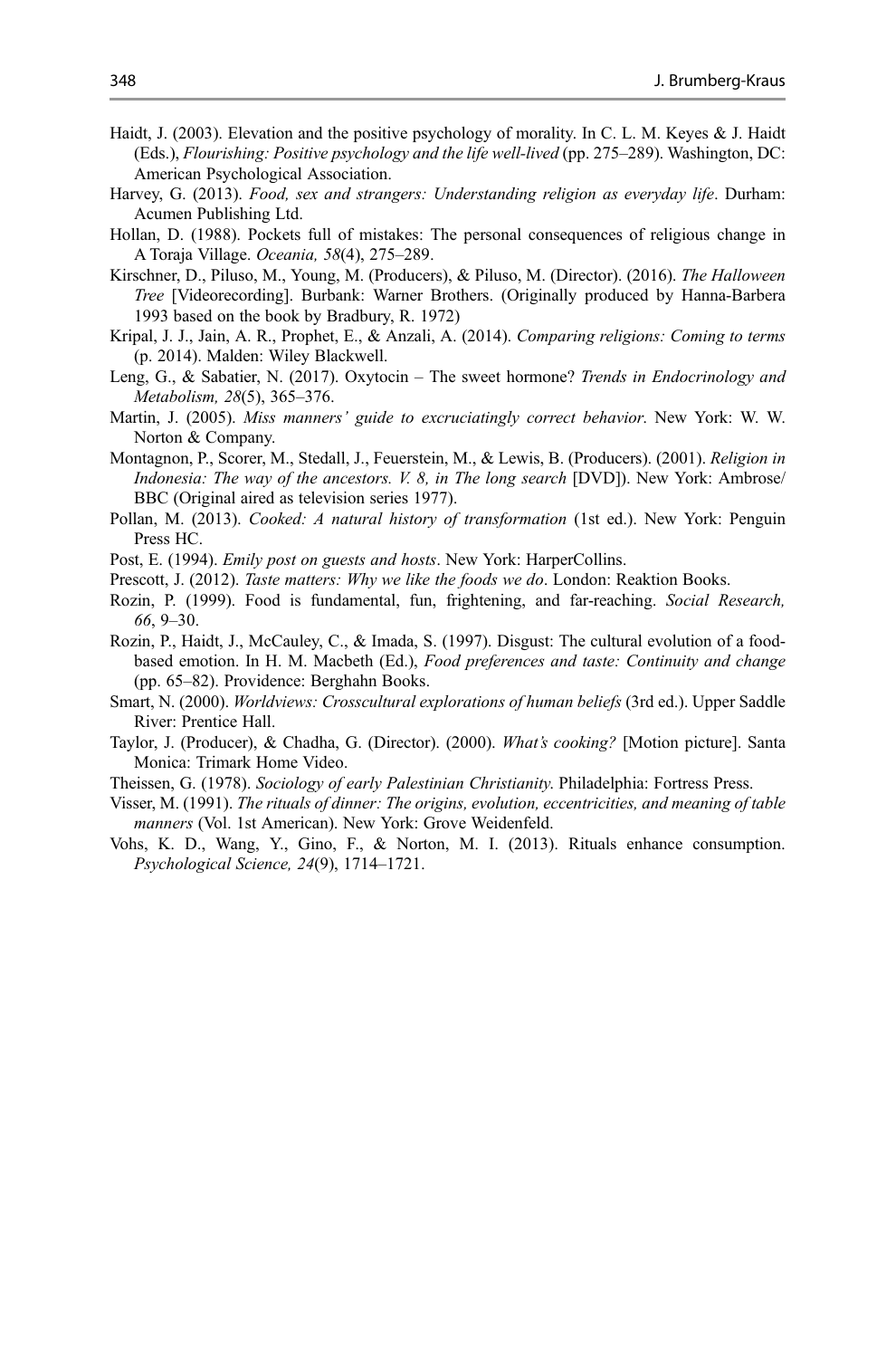Haidt, J. (2003). Elevation and the positive psychology of morality. In C. L. M. Keyes & J. Haidt (Eds.), *Flourishing: Positive psychology and the life well-lived* (pp. 275–289). Washington, DC: American Psychological Association.

Harvey, G. (2013). *Food, sex and strangers: Understanding religion as everyday life*. Durham: Acumen Publishing Ltd.

Hollan, D. (1988). Pockets full of mistakes: The personal consequences of religious change in A Toraja Village. *Oceania, 58*(4), 275–289.

Kirschner, D., Piluso, M., Young, M. (Producers), & Piluso, M. (Director). (2016). *The Halloween Tree* [Videorecording]. Burbank: Warner Brothers. (Originally produced by Hanna-Barbera 1993 based on the book by Bradbury, R. 1972)

Kripal, J. J., Jain, A. R., Prophet, E., & Anzali, A. (2014). *Comparing religions: Coming to terms* (p. 2014). Malden: Wiley Blackwell.

Leng, G., & Sabatier, N. (2017). Oxytocin – The sweet hormone? *Trends in Endocrinology and Metabolism, 28*(5), 365–376.

Martin, J. (2005). *Miss manners' guide to excruciatingly correct behavior*. New York: W. W. Norton & Company.

Montagnon, P., Scorer, M., Stedall, J., Feuerstein, M., & Lewis, B. (Producers). (2001). *Religion in Indonesia: The way of the ancestors. V. 8, in The long search* [DVD]). New York: Ambrose/ BBC (Original aired as television series 1977).

Pollan, M. (2013). *Cooked: A natural history of transformation* (1st ed.). New York: Penguin Press HC.

Post, E. (1994). *Emily post on guests and hosts*. New York: HarperCollins.

Prescott, J. (2012). *Taste matters: Why we like the foods we do*. London: Reaktion Books.

Rozin, P. (1999). Food is fundamental, fun, frightening, and far-reaching. *Social Research, 66*, 9–30.

Rozin, P., Haidt, J., McCauley, C., & Imada, S. (1997). Disgust: The cultural evolution of a food-based emotion. In H. M. Macbeth (Ed.), *Food preferences and taste: Continuity and change* (pp. 65–82). Providence: Berghahn Books.

Smart, N. (2000). *Worldviews: Crosscultural explorations of human beliefs* (3rd ed.). Upper Saddle River: Prentice Hall.

Taylor, J. (Producer), & Chadha, G. (Director). (2000). *What's cooking?* [Motion picture]. Santa Monica: Trimark Home Video.

Theissen, G. (1978). *Sociology of early Palestinian Christianity*. Philadelphia: Fortress Press.

Visser, M. (1991). *The rituals of dinner: The origins, evolution, eccentricities, and meaning of table manners* (Vol. 1st American). New York: Grove Weidenfeld.

Vohs, K. D., Wang, Y., Gino, F., & Norton, M. I. (2013). Rituals enhance consumption. *Psychological Science, 24*(9), 1714–1721.